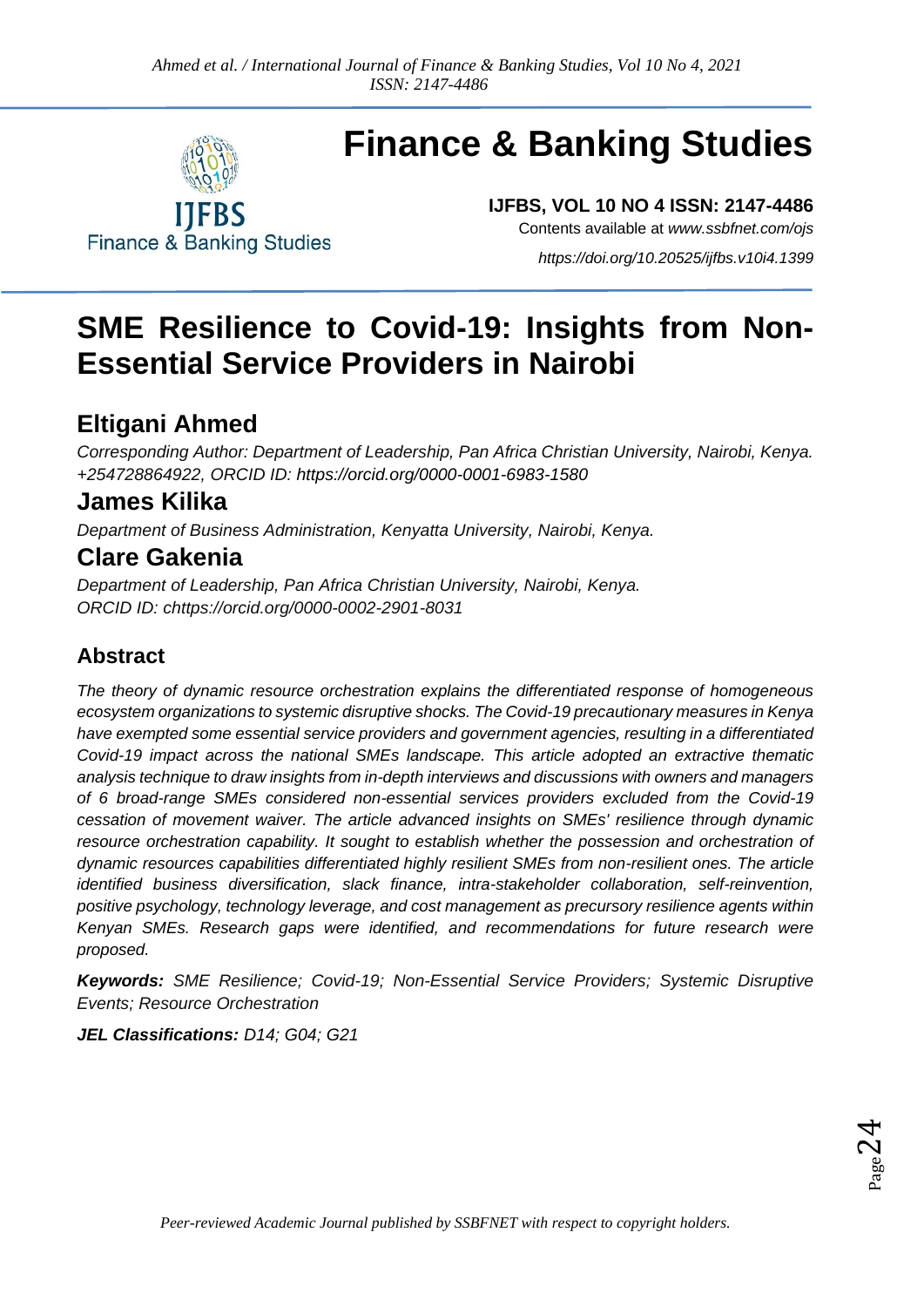# SME Resilience to Covid-19: Insights from Non-Essential Service Providers in Nairobi

## Eltigani Ahmed

*Corresponding Author: Department of Leadership, Pan Africa Christian University, Nairobi, Kenya. +254728864922, ORCID ID: https://orcid.org/0000-0001-6983-1580*

## James Kilika

*Department of Business Administration, Kenyatta University, Nairobi, Kenya.*

## Clare Gakenia

*Department of Leadership, Pan Africa Christian University, Nairobi, Kenya.*
*ORCID ID: chttps://orcid.org/0000-0002-2901-8031*

### Abstract

*The theory of dynamic resource orchestration explains the differentiated response of homogeneous ecosystem organizations to systemic disruptive shocks. The Covid-19 precautionary measures in Kenya have exempted some essential service providers and government agencies, resulting in a differentiated Covid-19 impact across the national SMEs landscape. This article adopted an extractive thematic analysis technique to draw insights from in-depth interviews and discussions with owners and managers of 6 broad-range SMEs considered non-essential services providers excluded from the Covid-19 cessation of movement waiver. The article advanced insights on SMEs' resilience through dynamic resource orchestration capability. It sought to establish whether the possession and orchestration of dynamic resources capabilities differentiated highly resilient SMEs from non-resilient ones. The article identified business diversification, slack finance, intra-stakeholder collaboration, self-reinvention, positive psychology, technology leverage, and cost management as precursory resilience agents within Kenyan SMEs. Research gaps were identified, and recommendations for future research were proposed.*

***Keywords:*** *SME Resilience; Covid-19; Non-Essential Service Providers; Systemic Disruptive Events; Resource Orchestration*

***JEL Classifications:*** *D14; G04; G21*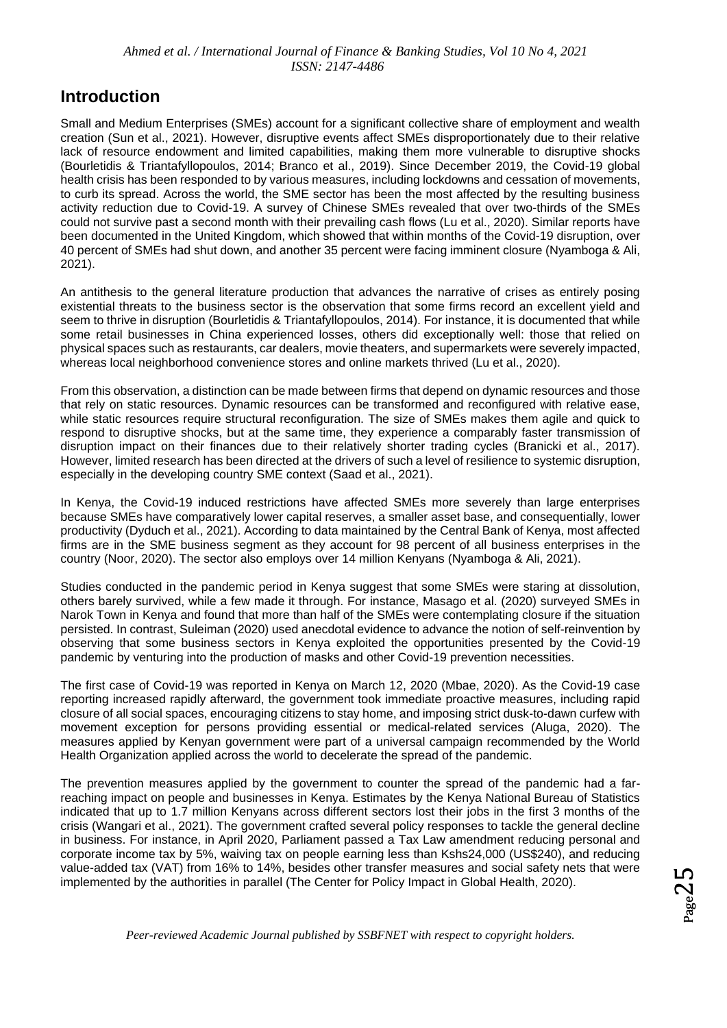## Introduction

Small and Medium Enterprises (SMEs) account for a significant collective share of employment and wealth creation (Sun et al., 2021). However, disruptive events affect SMEs disproportionately due to their relative lack of resource endowment and limited capabilities, making them more vulnerable to disruptive shocks (Bourletidis & Triantafyllopoulos, 2014; Branco et al., 2019). Since December 2019, the Covid-19 global health crisis has been responded to by various measures, including lockdowns and cessation of movements, to curb its spread. Across the world, the SME sector has been the most affected by the resulting business activity reduction due to Covid-19. A survey of Chinese SMEs revealed that over two-thirds of the SMEs could not survive past a second month with their prevailing cash flows (Lu et al., 2020). Similar reports have been documented in the United Kingdom, which showed that within months of the Covid-19 disruption, over 40 percent of SMEs had shut down, and another 35 percent were facing imminent closure (Nyamboga & Ali, 2021).

An antithesis to the general literature production that advances the narrative of crises as entirely posing existential threats to the business sector is the observation that some firms record an excellent yield and seem to thrive in disruption (Bourletidis & Triantafyllopoulos, 2014). For instance, it is documented that while some retail businesses in China experienced losses, others did exceptionally well: those that relied on physical spaces such as restaurants, car dealers, movie theaters, and supermarkets were severely impacted, whereas local neighborhood convenience stores and online markets thrived (Lu et al., 2020).

From this observation, a distinction can be made between firms that depend on dynamic resources and those that rely on static resources. Dynamic resources can be transformed and reconfigured with relative ease, while static resources require structural reconfiguration. The size of SMEs makes them agile and quick to respond to disruptive shocks, but at the same time, they experience a comparably faster transmission of disruption impact on their finances due to their relatively shorter trading cycles (Branicki et al., 2017). However, limited research has been directed at the drivers of such a level of resilience to systemic disruption, especially in the developing country SME context (Saad et al., 2021).

In Kenya, the Covid-19 induced restrictions have affected SMEs more severely than large enterprises because SMEs have comparatively lower capital reserves, a smaller asset base, and consequentially, lower productivity (Dyduch et al., 2021). According to data maintained by the Central Bank of Kenya, most affected firms are in the SME business segment as they account for 98 percent of all business enterprises in the country (Noor, 2020). The sector also employs over 14 million Kenyans (Nyamboga & Ali, 2021).

Studies conducted in the pandemic period in Kenya suggest that some SMEs were staring at dissolution, others barely survived, while a few made it through. For instance, Masago et al. (2020) surveyed SMEs in Narok Town in Kenya and found that more than half of the SMEs were contemplating closure if the situation persisted. In contrast, Suleiman (2020) used anecdotal evidence to advance the notion of self-reinvention by observing that some business sectors in Kenya exploited the opportunities presented by the Covid-19 pandemic by venturing into the production of masks and other Covid-19 prevention necessities.

The first case of Covid-19 was reported in Kenya on March 12, 2020 (Mbae, 2020). As the Covid-19 case reporting increased rapidly afterward, the government took immediate proactive measures, including rapid closure of all social spaces, encouraging citizens to stay home, and imposing strict dusk-to-dawn curfew with movement exception for persons providing essential or medical-related services (Aluga, 2020). The measures applied by Kenyan government were part of a universal campaign recommended by the World Health Organization applied across the world to decelerate the spread of the pandemic.

The prevention measures applied by the government to counter the spread of the pandemic had a far-reaching impact on people and businesses in Kenya. Estimates by the Kenya National Bureau of Statistics indicated that up to 1.7 million Kenyans across different sectors lost their jobs in the first 3 months of the crisis (Wangari et al., 2021). The government crafted several policy responses to tackle the general decline in business. For instance, in April 2020, Parliament passed a Tax Law amendment reducing personal and corporate income tax by 5%, waiving tax on people earning less than Kshs24,000 (US$240), and reducing value-added tax (VAT) from 16% to 14%, besides other transfer measures and social safety nets that were implemented by the authorities in parallel (The Center for Policy Impact in Global Health, 2020).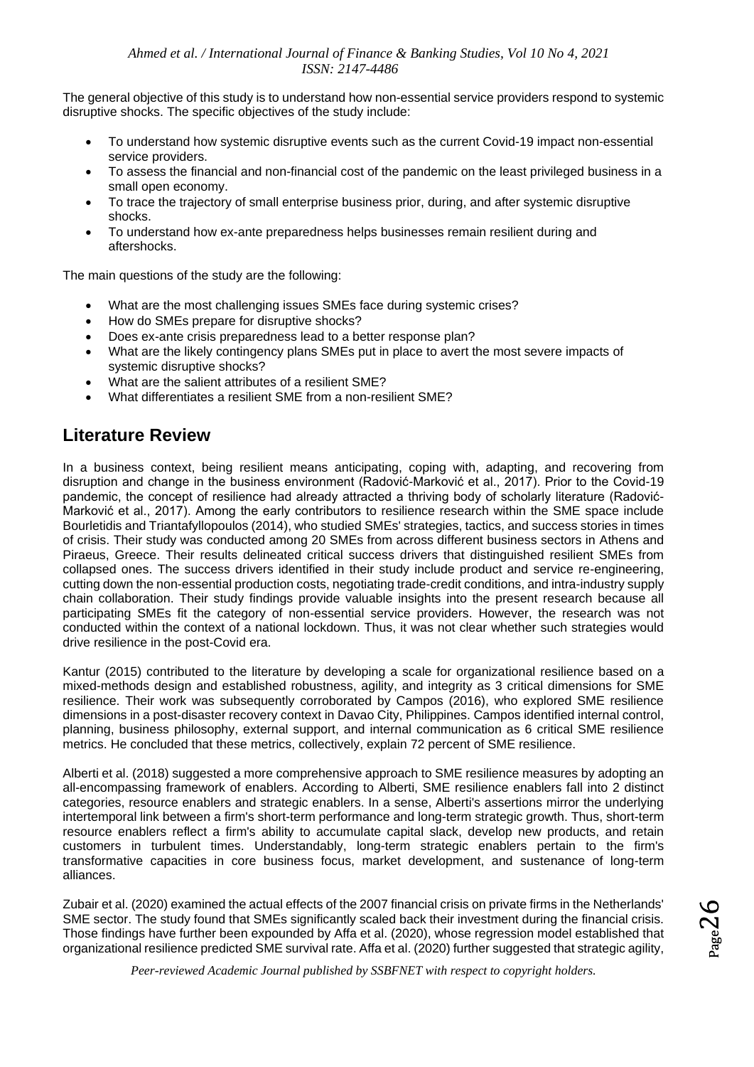The general objective of this study is to understand how non-essential service providers respond to systemic disruptive shocks. The specific objectives of the study include:

- To understand how systemic disruptive events such as the current Covid-19 impact non-essential service providers.
- To assess the financial and non-financial cost of the pandemic on the least privileged business in a small open economy.
- To trace the trajectory of small enterprise business prior, during, and after systemic disruptive shocks.
- To understand how ex-ante preparedness helps businesses remain resilient during and aftershocks.

The main questions of the study are the following:

- What are the most challenging issues SMEs face during systemic crises?
- How do SMEs prepare for disruptive shocks?
- Does ex-ante crisis preparedness lead to a better response plan?
- What are the likely contingency plans SMEs put in place to avert the most severe impacts of systemic disruptive shocks?
- What are the salient attributes of a resilient SME?
- What differentiates a resilient SME from a non-resilient SME?

## Literature Review

In a business context, being resilient means anticipating, coping with, adapting, and recovering from disruption and change in the business environment (Radović-Marković et al., 2017). Prior to the Covid-19 pandemic, the concept of resilience had already attracted a thriving body of scholarly literature (Radović-Marković et al., 2017). Among the early contributors to resilience research within the SME space include Bourletidis and Triantafyllopoulos (2014), who studied SMEs' strategies, tactics, and success stories in times of crisis. Their study was conducted among 20 SMEs from across different business sectors in Athens and Piraeus, Greece. Their results delineated critical success drivers that distinguished resilient SMEs from collapsed ones. The success drivers identified in their study include product and service re-engineering, cutting down the non-essential production costs, negotiating trade-credit conditions, and intra-industry supply chain collaboration. Their study findings provide valuable insights into the present research because all participating SMEs fit the category of non-essential service providers. However, the research was not conducted within the context of a national lockdown. Thus, it was not clear whether such strategies would drive resilience in the post-Covid era.

Kantur (2015) contributed to the literature by developing a scale for organizational resilience based on a mixed-methods design and established robustness, agility, and integrity as 3 critical dimensions for SME resilience. Their work was subsequently corroborated by Campos (2016), who explored SME resilience dimensions in a post-disaster recovery context in Davao City, Philippines. Campos identified internal control, planning, business philosophy, external support, and internal communication as 6 critical SME resilience metrics. He concluded that these metrics, collectively, explain 72 percent of SME resilience.

Alberti et al. (2018) suggested a more comprehensive approach to SME resilience measures by adopting an all-encompassing framework of enablers. According to Alberti, SME resilience enablers fall into 2 distinct categories, resource enablers and strategic enablers. In a sense, Alberti's assertions mirror the underlying intertemporal link between a firm's short-term performance and long-term strategic growth. Thus, short-term resource enablers reflect a firm's ability to accumulate capital slack, develop new products, and retain customers in turbulent times. Understandably, long-term strategic enablers pertain to the firm's transformative capacities in core business focus, market development, and sustenance of long-term alliances.

Zubair et al. (2020) examined the actual effects of the 2007 financial crisis on private firms in the Netherlands' SME sector. The study found that SMEs significantly scaled back their investment during the financial crisis. Those findings have further been expounded by Affa et al. (2020), whose regression model established that organizational resilience predicted SME survival rate. Affa et al. (2020) further suggested that strategic agility,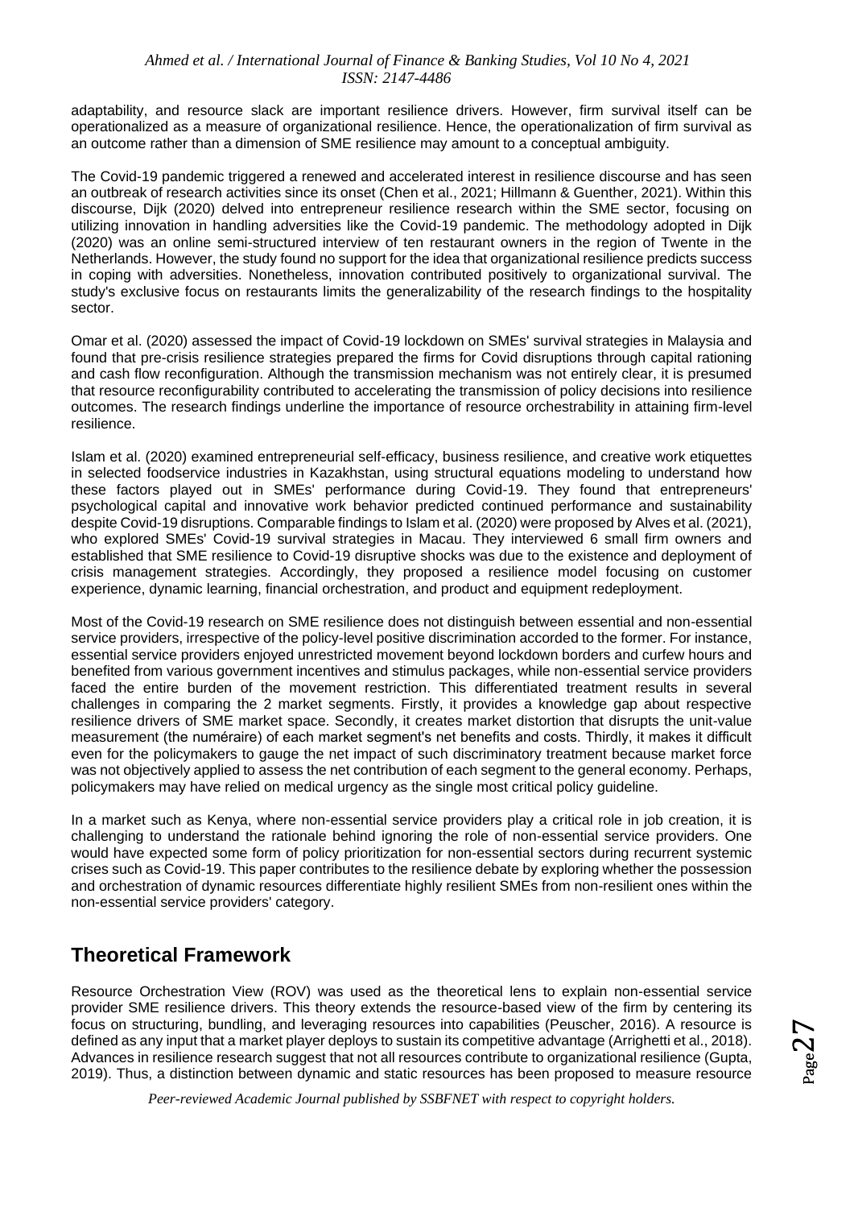adaptability, and resource slack are important resilience drivers. However, firm survival itself can be operationalized as a measure of organizational resilience. Hence, the operationalization of firm survival as an outcome rather than a dimension of SME resilience may amount to a conceptual ambiguity.

The Covid-19 pandemic triggered a renewed and accelerated interest in resilience discourse and has seen an outbreak of research activities since its onset (Chen et al., 2021; Hillmann & Guenther, 2021). Within this discourse, Dijk (2020) delved into entrepreneur resilience research within the SME sector, focusing on utilizing innovation in handling adversities like the Covid-19 pandemic. The methodology adopted in Dijk (2020) was an online semi-structured interview of ten restaurant owners in the region of Twente in the Netherlands. However, the study found no support for the idea that organizational resilience predicts success in coping with adversities. Nonetheless, innovation contributed positively to organizational survival. The study's exclusive focus on restaurants limits the generalizability of the research findings to the hospitality sector.

Omar et al. (2020) assessed the impact of Covid-19 lockdown on SMEs' survival strategies in Malaysia and found that pre-crisis resilience strategies prepared the firms for Covid disruptions through capital rationing and cash flow reconfiguration. Although the transmission mechanism was not entirely clear, it is presumed that resource reconfigurability contributed to accelerating the transmission of policy decisions into resilience outcomes. The research findings underline the importance of resource orchestrability in attaining firm-level resilience.

Islam et al. (2020) examined entrepreneurial self-efficacy, business resilience, and creative work etiquettes in selected foodservice industries in Kazakhstan, using structural equations modeling to understand how these factors played out in SMEs' performance during Covid-19. They found that entrepreneurs' psychological capital and innovative work behavior predicted continued performance and sustainability despite Covid-19 disruptions. Comparable findings to Islam et al. (2020) were proposed by Alves et al. (2021), who explored SMEs' Covid-19 survival strategies in Macau. They interviewed 6 small firm owners and established that SME resilience to Covid-19 disruptive shocks was due to the existence and deployment of crisis management strategies. Accordingly, they proposed a resilience model focusing on customer experience, dynamic learning, financial orchestration, and product and equipment redeployment.

Most of the Covid-19 research on SME resilience does not distinguish between essential and non-essential service providers, irrespective of the policy-level positive discrimination accorded to the former. For instance, essential service providers enjoyed unrestricted movement beyond lockdown borders and curfew hours and benefited from various government incentives and stimulus packages, while non-essential service providers faced the entire burden of the movement restriction. This differentiated treatment results in several challenges in comparing the 2 market segments. Firstly, it provides a knowledge gap about respective resilience drivers of SME market space. Secondly, it creates market distortion that disrupts the unit-value measurement (the numéraire) of each market segment's net benefits and costs. Thirdly, it makes it difficult even for the policymakers to gauge the net impact of such discriminatory treatment because market force was not objectively applied to assess the net contribution of each segment to the general economy. Perhaps, policymakers may have relied on medical urgency as the single most critical policy guideline.

In a market such as Kenya, where non-essential service providers play a critical role in job creation, it is challenging to understand the rationale behind ignoring the role of non-essential service providers. One would have expected some form of policy prioritization for non-essential sectors during recurrent systemic crises such as Covid-19. This paper contributes to the resilience debate by exploring whether the possession and orchestration of dynamic resources differentiate highly resilient SMEs from non-resilient ones within the non-essential service providers' category.

## Theoretical Framework

Resource Orchestration View (ROV) was used as the theoretical lens to explain non-essential service provider SME resilience drivers. This theory extends the resource-based view of the firm by centering its focus on structuring, bundling, and leveraging resources into capabilities (Peuscher, 2016). A resource is defined as any input that a market player deploys to sustain its competitive advantage (Arrighetti et al., 2018). Advances in resilience research suggest that not all resources contribute to organizational resilience (Gupta, 2019). Thus, a distinction between dynamic and static resources has been proposed to measure resource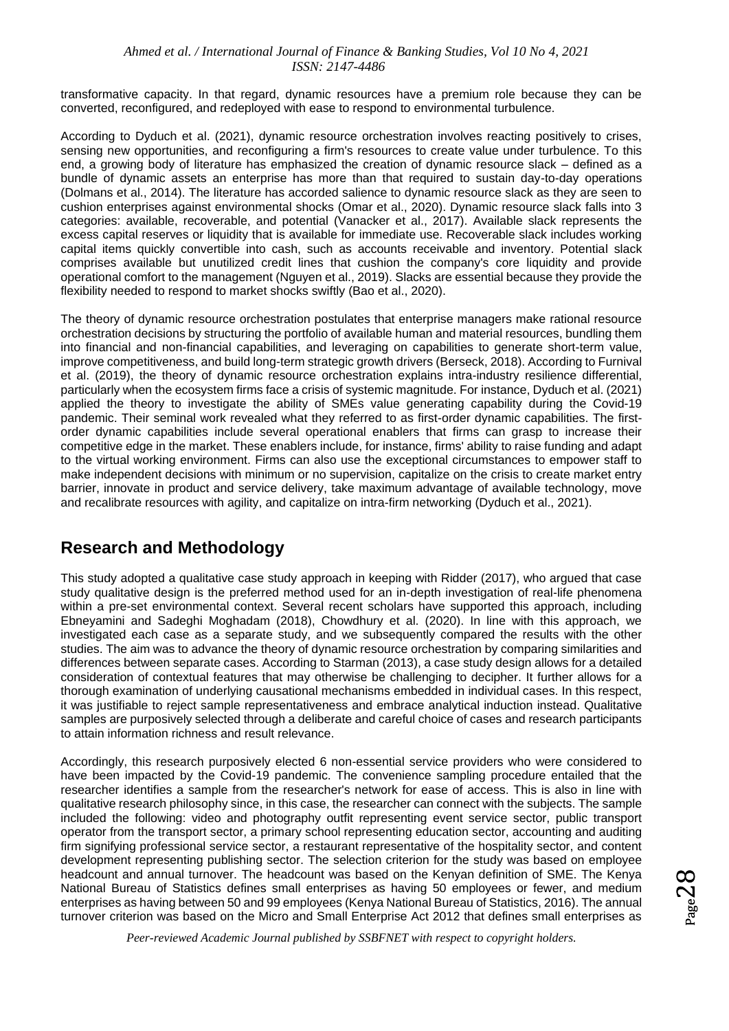transformative capacity. In that regard, dynamic resources have a premium role because they can be converted, reconfigured, and redeployed with ease to respond to environmental turbulence.

According to Dyduch et al. (2021), dynamic resource orchestration involves reacting positively to crises, sensing new opportunities, and reconfiguring a firm's resources to create value under turbulence. To this end, a growing body of literature has emphasized the creation of dynamic resource slack – defined as a bundle of dynamic assets an enterprise has more than that required to sustain day-to-day operations (Dolmans et al., 2014). The literature has accorded salience to dynamic resource slack as they are seen to cushion enterprises against environmental shocks (Omar et al., 2020). Dynamic resource slack falls into 3 categories: available, recoverable, and potential (Vanacker et al., 2017). Available slack represents the excess capital reserves or liquidity that is available for immediate use. Recoverable slack includes working capital items quickly convertible into cash, such as accounts receivable and inventory. Potential slack comprises available but unutilized credit lines that cushion the company's core liquidity and provide operational comfort to the management (Nguyen et al., 2019). Slacks are essential because they provide the flexibility needed to respond to market shocks swiftly (Bao et al., 2020).

The theory of dynamic resource orchestration postulates that enterprise managers make rational resource orchestration decisions by structuring the portfolio of available human and material resources, bundling them into financial and non-financial capabilities, and leveraging on capabilities to generate short-term value, improve competitiveness, and build long-term strategic growth drivers (Berseck, 2018). According to Furnival et al. (2019), the theory of dynamic resource orchestration explains intra-industry resilience differential, particularly when the ecosystem firms face a crisis of systemic magnitude. For instance, Dyduch et al. (2021) applied the theory to investigate the ability of SMEs value generating capability during the Covid-19 pandemic. Their seminal work revealed what they referred to as first-order dynamic capabilities. The first-order dynamic capabilities include several operational enablers that firms can grasp to increase their competitive edge in the market. These enablers include, for instance, firms' ability to raise funding and adapt to the virtual working environment. Firms can also use the exceptional circumstances to empower staff to make independent decisions with minimum or no supervision, capitalize on the crisis to create market entry barrier, innovate in product and service delivery, take maximum advantage of available technology, move and recalibrate resources with agility, and capitalize on intra-firm networking (Dyduch et al., 2021).

## Research and Methodology

This study adopted a qualitative case study approach in keeping with Ridder (2017), who argued that case study qualitative design is the preferred method used for an in-depth investigation of real-life phenomena within a pre-set environmental context. Several recent scholars have supported this approach, including Ebneyamini and Sadeghi Moghadam (2018), Chowdhury et al. (2020). In line with this approach, we investigated each case as a separate study, and we subsequently compared the results with the other studies. The aim was to advance the theory of dynamic resource orchestration by comparing similarities and differences between separate cases. According to Starman (2013), a case study design allows for a detailed consideration of contextual features that may otherwise be challenging to decipher. It further allows for a thorough examination of underlying causational mechanisms embedded in individual cases. In this respect, it was justifiable to reject sample representativeness and embrace analytical induction instead. Qualitative samples are purposively selected through a deliberate and careful choice of cases and research participants to attain information richness and result relevance.

Accordingly, this research purposively elected 6 non-essential service providers who were considered to have been impacted by the Covid-19 pandemic. The convenience sampling procedure entailed that the researcher identifies a sample from the researcher's network for ease of access. This is also in line with qualitative research philosophy since, in this case, the researcher can connect with the subjects. The sample included the following: video and photography outfit representing event service sector, public transport operator from the transport sector, a primary school representing education sector, accounting and auditing firm signifying professional service sector, a restaurant representative of the hospitality sector, and content development representing publishing sector. The selection criterion for the study was based on employee headcount and annual turnover. The headcount was based on the Kenyan definition of SME. The Kenya National Bureau of Statistics defines small enterprises as having 50 employees or fewer, and medium enterprises as having between 50 and 99 employees (Kenya National Bureau of Statistics, 2016). The annual turnover criterion was based on the Micro and Small Enterprise Act 2012 that defines small enterprises as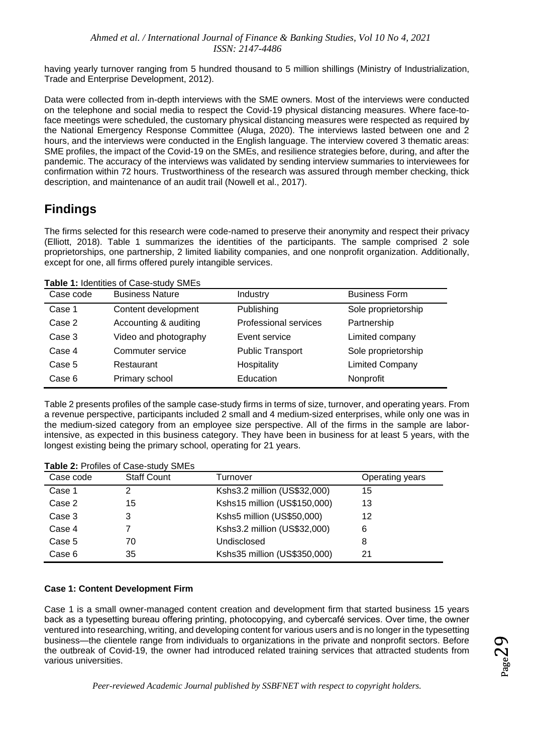having yearly turnover ranging from 5 hundred thousand to 5 million shillings (Ministry of Industrialization, Trade and Enterprise Development, 2012).

Data were collected from in-depth interviews with the SME owners. Most of the interviews were conducted on the telephone and social media to respect the Covid-19 physical distancing measures. Where face-to-face meetings were scheduled, the customary physical distancing measures were respected as required by the National Emergency Response Committee (Aluga, 2020). The interviews lasted between one and 2 hours, and the interviews were conducted in the English language. The interview covered 3 thematic areas: SME profiles, the impact of the Covid-19 on the SMEs, and resilience strategies before, during, and after the pandemic. The accuracy of the interviews was validated by sending interview summaries to interviewees for confirmation within 72 hours. Trustworthiness of the research was assured through member checking, thick description, and maintenance of an audit trail (Nowell et al., 2017).

## Findings

The firms selected for this research were code-named to preserve their anonymity and respect their privacy (Elliott, 2018). Table 1 summarizes the identities of the participants. The sample comprised 2 sole proprietorships, one partnership, 2 limited liability companies, and one nonprofit organization. Additionally, except for one, all firms offered purely intangible services.

**Table 1:** Identities of Case-study SMEs

| Case code | Business Nature | Industry | Business Form |
|---|---|---|---|
| Case 1 | Content development | Publishing | Sole proprietorship |
| Case 2 | Accounting & auditing | Professional services | Partnership |
| Case 3 | Video and photography | Event service | Limited company |
| Case 4 | Commuter service | Public Transport | Sole proprietorship |
| Case 5 | Restaurant | Hospitality | Limited Company |
| Case 6 | Primary school | Education | Nonprofit |

Table 2 presents profiles of the sample case-study firms in terms of size, turnover, and operating years. From a revenue perspective, participants included 2 small and 4 medium-sized enterprises, while only one was in the medium-sized category from an employee size perspective. All of the firms in the sample are labor-intensive, as expected in this business category. They have been in business for at least 5 years, with the longest existing being the primary school, operating for 21 years.

**Table 2:** Profiles of Case-study SMEs

| Case code | Staff Count | Turnover | Operating years |
|---|---|---|---|
| Case 1 | 2 | Kshs3.2 million (US$32,000) | 15 |
| Case 2 | 15 | Kshs15 million (US$150,000) | 13 |
| Case 3 | 3 | Kshs5 million (US$50,000) | 12 |
| Case 4 | 7 | Kshs3.2 million (US$32,000) | 6 |
| Case 5 | 70 | Undisclosed | 8 |
| Case 6 | 35 | Kshs35 million (US$350,000) | 21 |

### Case 1: Content Development Firm

Case 1 is a small owner-managed content creation and development firm that started business 15 years back as a typesetting bureau offering printing, photocopying, and cybercafé services. Over time, the owner ventured into researching, writing, and developing content for various users and is no longer in the typesetting business—the clientele range from individuals to organizations in the private and nonprofit sectors. Before the outbreak of Covid-19, the owner had introduced related training services that attracted students from various universities.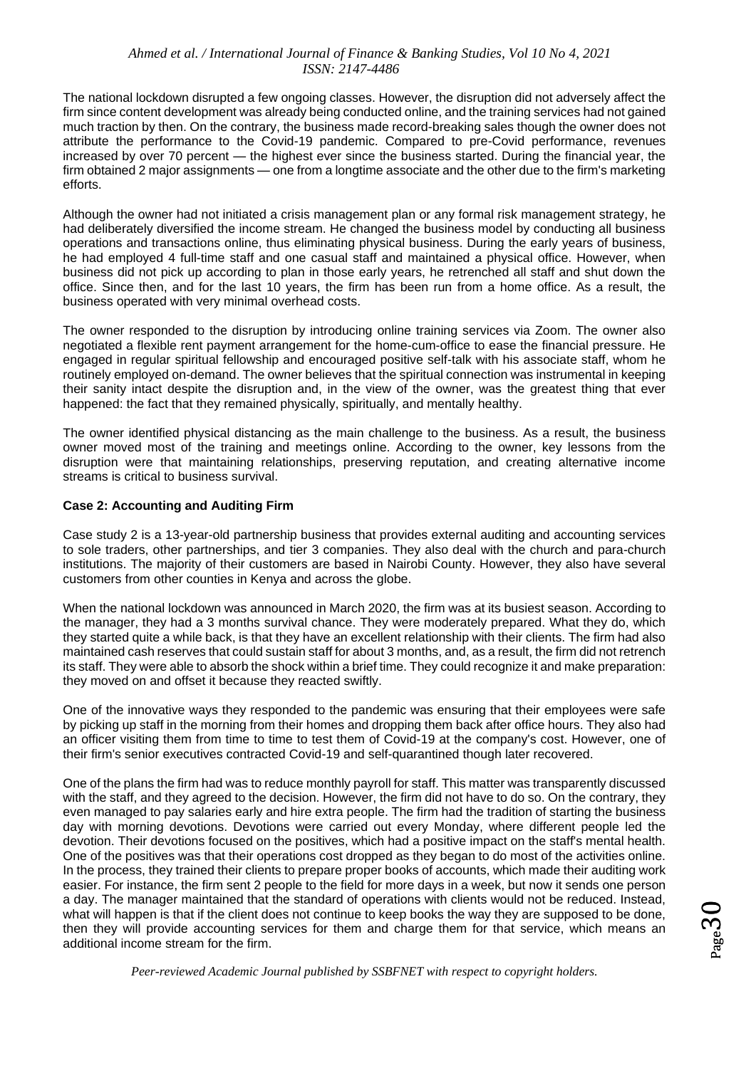The national lockdown disrupted a few ongoing classes. However, the disruption did not adversely affect the firm since content development was already being conducted online, and the training services had not gained much traction by then. On the contrary, the business made record-breaking sales though the owner does not attribute the performance to the Covid-19 pandemic. Compared to pre-Covid performance, revenues increased by over 70 percent — the highest ever since the business started. During the financial year, the firm obtained 2 major assignments — one from a longtime associate and the other due to the firm's marketing efforts.

Although the owner had not initiated a crisis management plan or any formal risk management strategy, he had deliberately diversified the income stream. He changed the business model by conducting all business operations and transactions online, thus eliminating physical business. During the early years of business, he had employed 4 full-time staff and one casual staff and maintained a physical office. However, when business did not pick up according to plan in those early years, he retrenched all staff and shut down the office. Since then, and for the last 10 years, the firm has been run from a home office. As a result, the business operated with very minimal overhead costs.

The owner responded to the disruption by introducing online training services via Zoom. The owner also negotiated a flexible rent payment arrangement for the home-cum-office to ease the financial pressure. He engaged in regular spiritual fellowship and encouraged positive self-talk with his associate staff, whom he routinely employed on-demand. The owner believes that the spiritual connection was instrumental in keeping their sanity intact despite the disruption and, in the view of the owner, was the greatest thing that ever happened: the fact that they remained physically, spiritually, and mentally healthy.

The owner identified physical distancing as the main challenge to the business. As a result, the business owner moved most of the training and meetings online. According to the owner, key lessons from the disruption were that maintaining relationships, preserving reputation, and creating alternative income streams is critical to business survival.

**Case 2: Accounting and Auditing Firm**

Case study 2 is a 13-year-old partnership business that provides external auditing and accounting services to sole traders, other partnerships, and tier 3 companies. They also deal with the church and para-church institutions. The majority of their customers are based in Nairobi County. However, they also have several customers from other counties in Kenya and across the globe.

When the national lockdown was announced in March 2020, the firm was at its busiest season. According to the manager, they had a 3 months survival chance. They were moderately prepared. What they do, which they started quite a while back, is that they have an excellent relationship with their clients. The firm had also maintained cash reserves that could sustain staff for about 3 months, and, as a result, the firm did not retrench its staff. They were able to absorb the shock within a brief time. They could recognize it and make preparation: they moved on and offset it because they reacted swiftly.

One of the innovative ways they responded to the pandemic was ensuring that their employees were safe by picking up staff in the morning from their homes and dropping them back after office hours. They also had an officer visiting them from time to time to test them of Covid-19 at the company's cost. However, one of their firm's senior executives contracted Covid-19 and self-quarantined though later recovered.

One of the plans the firm had was to reduce monthly payroll for staff. This matter was transparently discussed with the staff, and they agreed to the decision. However, the firm did not have to do so. On the contrary, they even managed to pay salaries early and hire extra people. The firm had the tradition of starting the business day with morning devotions. Devotions were carried out every Monday, where different people led the devotion. Their devotions focused on the positives, which had a positive impact on the staff's mental health. One of the positives was that their operations cost dropped as they began to do most of the activities online. In the process, they trained their clients to prepare proper books of accounts, which made their auditing work easier. For instance, the firm sent 2 people to the field for more days in a week, but now it sends one person a day. The manager maintained that the standard of operations with clients would not be reduced. Instead, what will happen is that if the client does not continue to keep books the way they are supposed to be done, then they will provide accounting services for them and charge them for that service, which means an additional income stream for the firm.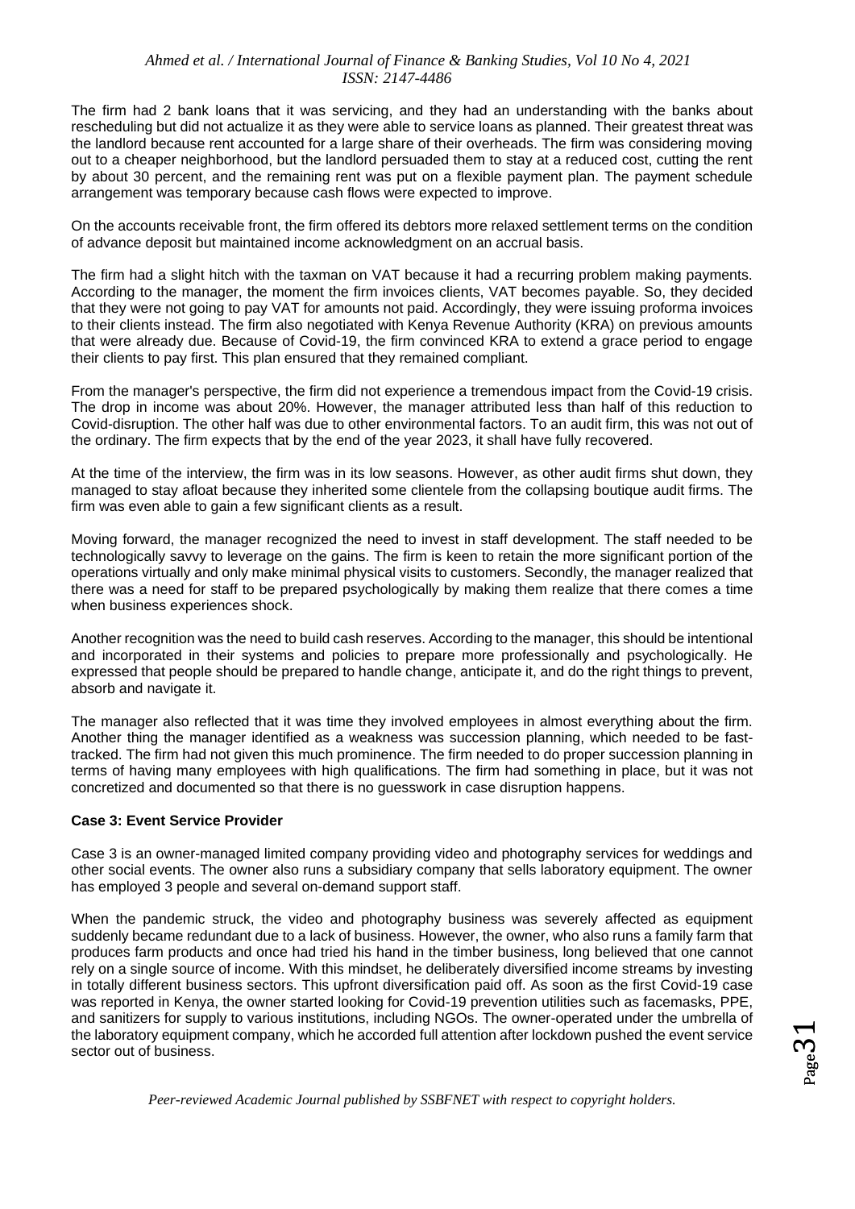The firm had 2 bank loans that it was servicing, and they had an understanding with the banks about rescheduling but did not actualize it as they were able to service loans as planned. Their greatest threat was the landlord because rent accounted for a large share of their overheads. The firm was considering moving out to a cheaper neighborhood, but the landlord persuaded them to stay at a reduced cost, cutting the rent by about 30 percent, and the remaining rent was put on a flexible payment plan. The payment schedule arrangement was temporary because cash flows were expected to improve.

On the accounts receivable front, the firm offered its debtors more relaxed settlement terms on the condition of advance deposit but maintained income acknowledgment on an accrual basis.

The firm had a slight hitch with the taxman on VAT because it had a recurring problem making payments. According to the manager, the moment the firm invoices clients, VAT becomes payable. So, they decided that they were not going to pay VAT for amounts not paid. Accordingly, they were issuing proforma invoices to their clients instead. The firm also negotiated with Kenya Revenue Authority (KRA) on previous amounts that were already due. Because of Covid-19, the firm convinced KRA to extend a grace period to engage their clients to pay first. This plan ensured that they remained compliant.

From the manager's perspective, the firm did not experience a tremendous impact from the Covid-19 crisis. The drop in income was about 20%. However, the manager attributed less than half of this reduction to Covid-disruption. The other half was due to other environmental factors. To an audit firm, this was not out of the ordinary. The firm expects that by the end of the year 2023, it shall have fully recovered.

At the time of the interview, the firm was in its low seasons. However, as other audit firms shut down, they managed to stay afloat because they inherited some clientele from the collapsing boutique audit firms. The firm was even able to gain a few significant clients as a result.

Moving forward, the manager recognized the need to invest in staff development. The staff needed to be technologically savvy to leverage on the gains. The firm is keen to retain the more significant portion of the operations virtually and only make minimal physical visits to customers. Secondly, the manager realized that there was a need for staff to be prepared psychologically by making them realize that there comes a time when business experiences shock.

Another recognition was the need to build cash reserves. According to the manager, this should be intentional and incorporated in their systems and policies to prepare more professionally and psychologically. He expressed that people should be prepared to handle change, anticipate it, and do the right things to prevent, absorb and navigate it.

The manager also reflected that it was time they involved employees in almost everything about the firm. Another thing the manager identified as a weakness was succession planning, which needed to be fast-tracked. The firm had not given this much prominence. The firm needed to do proper succession planning in terms of having many employees with high qualifications. The firm had something in place, but it was not concretized and documented so that there is no guesswork in case disruption happens.

**Case 3: Event Service Provider**

Case 3 is an owner-managed limited company providing video and photography services for weddings and other social events. The owner also runs a subsidiary company that sells laboratory equipment. The owner has employed 3 people and several on-demand support staff.

When the pandemic struck, the video and photography business was severely affected as equipment suddenly became redundant due to a lack of business. However, the owner, who also runs a family farm that produces farm products and once had tried his hand in the timber business, long believed that one cannot rely on a single source of income. With this mindset, he deliberately diversified income streams by investing in totally different business sectors. This upfront diversification paid off. As soon as the first Covid-19 case was reported in Kenya, the owner started looking for Covid-19 prevention utilities such as facemasks, PPE, and sanitizers for supply to various institutions, including NGOs. The owner-operated under the umbrella of the laboratory equipment company, which he accorded full attention after lockdown pushed the event service sector out of business.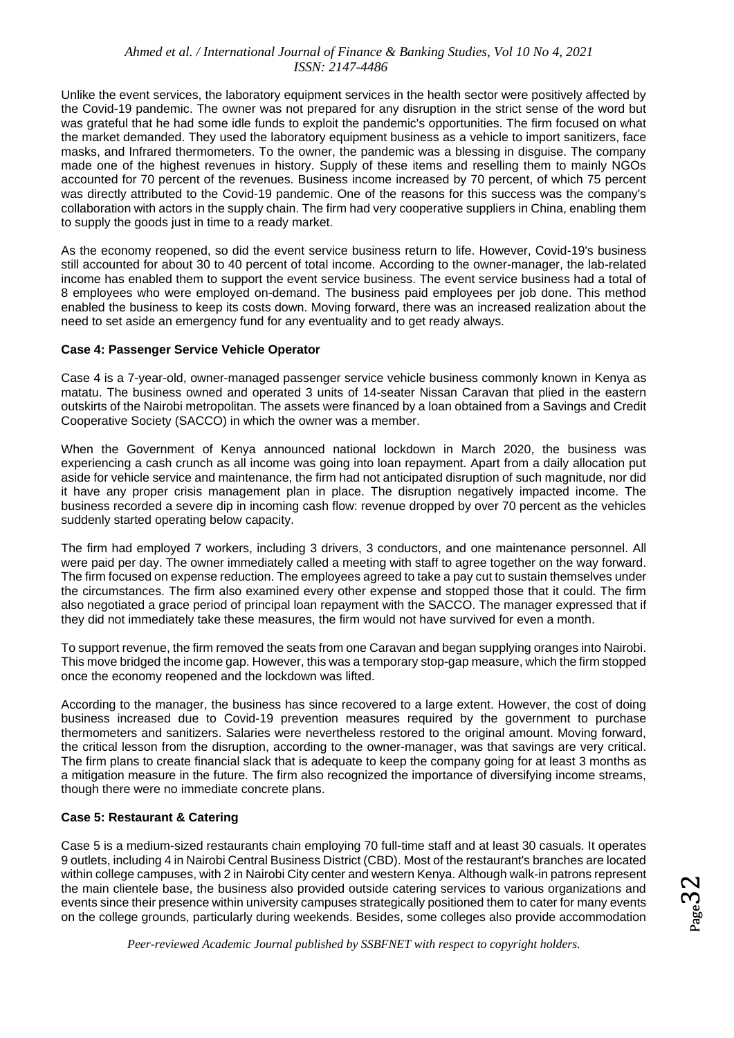Unlike the event services, the laboratory equipment services in the health sector were positively affected by the Covid-19 pandemic. The owner was not prepared for any disruption in the strict sense of the word but was grateful that he had some idle funds to exploit the pandemic's opportunities. The firm focused on what the market demanded. They used the laboratory equipment business as a vehicle to import sanitizers, face masks, and Infrared thermometers. To the owner, the pandemic was a blessing in disguise. The company made one of the highest revenues in history. Supply of these items and reselling them to mainly NGOs accounted for 70 percent of the revenues. Business income increased by 70 percent, of which 75 percent was directly attributed to the Covid-19 pandemic. One of the reasons for this success was the company's collaboration with actors in the supply chain. The firm had very cooperative suppliers in China, enabling them to supply the goods just in time to a ready market.

As the economy reopened, so did the event service business return to life. However, Covid-19's business still accounted for about 30 to 40 percent of total income. According to the owner-manager, the lab-related income has enabled them to support the event service business. The event service business had a total of 8 employees who were employed on-demand. The business paid employees per job done. This method enabled the business to keep its costs down. Moving forward, there was an increased realization about the need to set aside an emergency fund for any eventuality and to get ready always.

**Case 4: Passenger Service Vehicle Operator**

Case 4 is a 7-year-old, owner-managed passenger service vehicle business commonly known in Kenya as matatu. The business owned and operated 3 units of 14-seater Nissan Caravan that plied in the eastern outskirts of the Nairobi metropolitan. The assets were financed by a loan obtained from a Savings and Credit Cooperative Society (SACCO) in which the owner was a member.

When the Government of Kenya announced national lockdown in March 2020, the business was experiencing a cash crunch as all income was going into loan repayment. Apart from a daily allocation put aside for vehicle service and maintenance, the firm had not anticipated disruption of such magnitude, nor did it have any proper crisis management plan in place. The disruption negatively impacted income. The business recorded a severe dip in incoming cash flow: revenue dropped by over 70 percent as the vehicles suddenly started operating below capacity.

The firm had employed 7 workers, including 3 drivers, 3 conductors, and one maintenance personnel. All were paid per day. The owner immediately called a meeting with staff to agree together on the way forward. The firm focused on expense reduction. The employees agreed to take a pay cut to sustain themselves under the circumstances. The firm also examined every other expense and stopped those that it could. The firm also negotiated a grace period of principal loan repayment with the SACCO. The manager expressed that if they did not immediately take these measures, the firm would not have survived for even a month.

To support revenue, the firm removed the seats from one Caravan and began supplying oranges into Nairobi. This move bridged the income gap. However, this was a temporary stop-gap measure, which the firm stopped once the economy reopened and the lockdown was lifted.

According to the manager, the business has since recovered to a large extent. However, the cost of doing business increased due to Covid-19 prevention measures required by the government to purchase thermometers and sanitizers. Salaries were nevertheless restored to the original amount. Moving forward, the critical lesson from the disruption, according to the owner-manager, was that savings are very critical. The firm plans to create financial slack that is adequate to keep the company going for at least 3 months as a mitigation measure in the future. The firm also recognized the importance of diversifying income streams, though there were no immediate concrete plans.

**Case 5: Restaurant & Catering**

Case 5 is a medium-sized restaurants chain employing 70 full-time staff and at least 30 casuals. It operates 9 outlets, including 4 in Nairobi Central Business District (CBD). Most of the restaurant's branches are located within college campuses, with 2 in Nairobi City center and western Kenya. Although walk-in patrons represent the main clientele base, the business also provided outside catering services to various organizations and events since their presence within university campuses strategically positioned them to cater for many events on the college grounds, particularly during weekends. Besides, some colleges also provide accommodation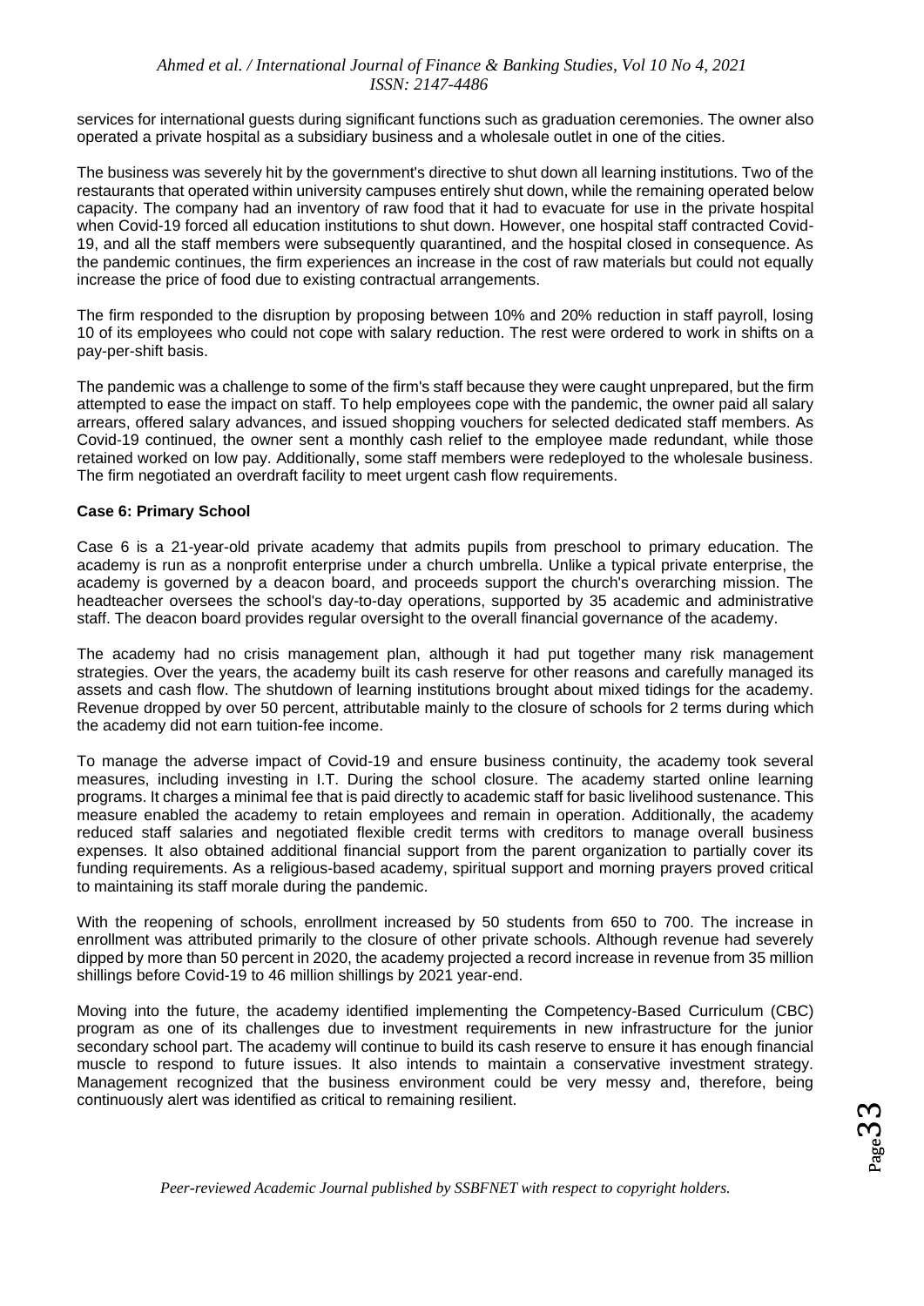services for international guests during significant functions such as graduation ceremonies. The owner also operated a private hospital as a subsidiary business and a wholesale outlet in one of the cities.

The business was severely hit by the government's directive to shut down all learning institutions. Two of the restaurants that operated within university campuses entirely shut down, while the remaining operated below capacity. The company had an inventory of raw food that it had to evacuate for use in the private hospital when Covid-19 forced all education institutions to shut down. However, one hospital staff contracted Covid-19, and all the staff members were subsequently quarantined, and the hospital closed in consequence. As the pandemic continues, the firm experiences an increase in the cost of raw materials but could not equally increase the price of food due to existing contractual arrangements.

The firm responded to the disruption by proposing between 10% and 20% reduction in staff payroll, losing 10 of its employees who could not cope with salary reduction. The rest were ordered to work in shifts on a pay-per-shift basis.

The pandemic was a challenge to some of the firm's staff because they were caught unprepared, but the firm attempted to ease the impact on staff. To help employees cope with the pandemic, the owner paid all salary arrears, offered salary advances, and issued shopping vouchers for selected dedicated staff members. As Covid-19 continued, the owner sent a monthly cash relief to the employee made redundant, while those retained worked on low pay. Additionally, some staff members were redeployed to the wholesale business. The firm negotiated an overdraft facility to meet urgent cash flow requirements.

**Case 6: Primary School**

Case 6 is a 21-year-old private academy that admits pupils from preschool to primary education. The academy is run as a nonprofit enterprise under a church umbrella. Unlike a typical private enterprise, the academy is governed by a deacon board, and proceeds support the church's overarching mission. The headteacher oversees the school's day-to-day operations, supported by 35 academic and administrative staff. The deacon board provides regular oversight to the overall financial governance of the academy.

The academy had no crisis management plan, although it had put together many risk management strategies. Over the years, the academy built its cash reserve for other reasons and carefully managed its assets and cash flow. The shutdown of learning institutions brought about mixed tidings for the academy. Revenue dropped by over 50 percent, attributable mainly to the closure of schools for 2 terms during which the academy did not earn tuition-fee income.

To manage the adverse impact of Covid-19 and ensure business continuity, the academy took several measures, including investing in I.T. During the school closure. The academy started online learning programs. It charges a minimal fee that is paid directly to academic staff for basic livelihood sustenance. This measure enabled the academy to retain employees and remain in operation. Additionally, the academy reduced staff salaries and negotiated flexible credit terms with creditors to manage overall business expenses. It also obtained additional financial support from the parent organization to partially cover its funding requirements. As a religious-based academy, spiritual support and morning prayers proved critical to maintaining its staff morale during the pandemic.

With the reopening of schools, enrollment increased by 50 students from 650 to 700. The increase in enrollment was attributed primarily to the closure of other private schools. Although revenue had severely dipped by more than 50 percent in 2020, the academy projected a record increase in revenue from 35 million shillings before Covid-19 to 46 million shillings by 2021 year-end.

Moving into the future, the academy identified implementing the Competency-Based Curriculum (CBC) program as one of its challenges due to investment requirements in new infrastructure for the junior secondary school part. The academy will continue to build its cash reserve to ensure it has enough financial muscle to respond to future issues. It also intends to maintain a conservative investment strategy. Management recognized that the business environment could be very messy and, therefore, being continuously alert was identified as critical to remaining resilient.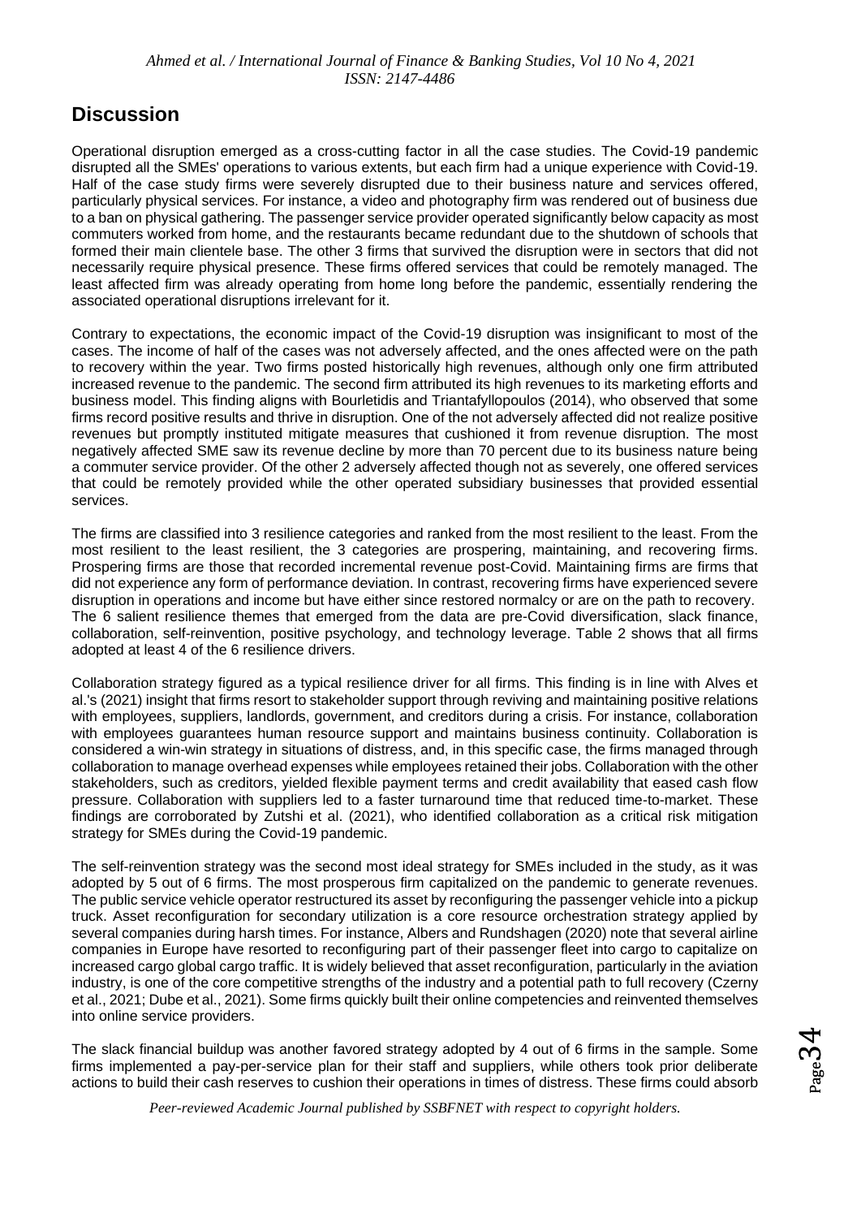## Discussion

Operational disruption emerged as a cross-cutting factor in all the case studies. The Covid-19 pandemic disrupted all the SMEs' operations to various extents, but each firm had a unique experience with Covid-19. Half of the case study firms were severely disrupted due to their business nature and services offered, particularly physical services. For instance, a video and photography firm was rendered out of business due to a ban on physical gathering. The passenger service provider operated significantly below capacity as most commuters worked from home, and the restaurants became redundant due to the shutdown of schools that formed their main clientele base. The other 3 firms that survived the disruption were in sectors that did not necessarily require physical presence. These firms offered services that could be remotely managed. The least affected firm was already operating from home long before the pandemic, essentially rendering the associated operational disruptions irrelevant for it.

Contrary to expectations, the economic impact of the Covid-19 disruption was insignificant to most of the cases. The income of half of the cases was not adversely affected, and the ones affected were on the path to recovery within the year. Two firms posted historically high revenues, although only one firm attributed increased revenue to the pandemic. The second firm attributed its high revenues to its marketing efforts and business model. This finding aligns with Bourletidis and Triantafyllopoulos (2014), who observed that some firms record positive results and thrive in disruption. One of the not adversely affected did not realize positive revenues but promptly instituted mitigate measures that cushioned it from revenue disruption. The most negatively affected SME saw its revenue decline by more than 70 percent due to its business nature being a commuter service provider. Of the other 2 adversely affected though not as severely, one offered services that could be remotely provided while the other operated subsidiary businesses that provided essential services.

The firms are classified into 3 resilience categories and ranked from the most resilient to the least. From the most resilient to the least resilient, the 3 categories are prospering, maintaining, and recovering firms. Prospering firms are those that recorded incremental revenue post-Covid. Maintaining firms are firms that did not experience any form of performance deviation. In contrast, recovering firms have experienced severe disruption in operations and income but have either since restored normalcy or are on the path to recovery. The 6 salient resilience themes that emerged from the data are pre-Covid diversification, slack finance, collaboration, self-reinvention, positive psychology, and technology leverage. Table 2 shows that all firms adopted at least 4 of the 6 resilience drivers.

Collaboration strategy figured as a typical resilience driver for all firms. This finding is in line with Alves et al.'s (2021) insight that firms resort to stakeholder support through reviving and maintaining positive relations with employees, suppliers, landlords, government, and creditors during a crisis. For instance, collaboration with employees guarantees human resource support and maintains business continuity. Collaboration is considered a win-win strategy in situations of distress, and, in this specific case, the firms managed through collaboration to manage overhead expenses while employees retained their jobs. Collaboration with the other stakeholders, such as creditors, yielded flexible payment terms and credit availability that eased cash flow pressure. Collaboration with suppliers led to a faster turnaround time that reduced time-to-market. These findings are corroborated by Zutshi et al. (2021), who identified collaboration as a critical risk mitigation strategy for SMEs during the Covid-19 pandemic.

The self-reinvention strategy was the second most ideal strategy for SMEs included in the study, as it was adopted by 5 out of 6 firms. The most prosperous firm capitalized on the pandemic to generate revenues. The public service vehicle operator restructured its asset by reconfiguring the passenger vehicle into a pickup truck. Asset reconfiguration for secondary utilization is a core resource orchestration strategy applied by several companies during harsh times. For instance, Albers and Rundshagen (2020) note that several airline companies in Europe have resorted to reconfiguring part of their passenger fleet into cargo to capitalize on increased cargo global cargo traffic. It is widely believed that asset reconfiguration, particularly in the aviation industry, is one of the core competitive strengths of the industry and a potential path to full recovery (Czerny et al., 2021; Dube et al., 2021). Some firms quickly built their online competencies and reinvented themselves into online service providers.

The slack financial buildup was another favored strategy adopted by 4 out of 6 firms in the sample. Some firms implemented a pay-per-service plan for their staff and suppliers, while others took prior deliberate actions to build their cash reserves to cushion their operations in times of distress. These firms could absorb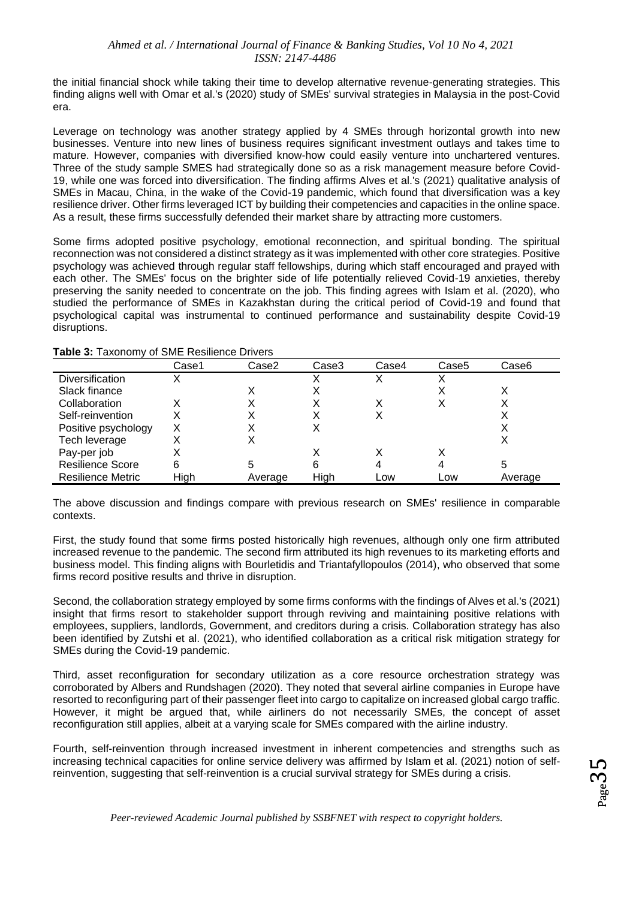the initial financial shock while taking their time to develop alternative revenue-generating strategies. This finding aligns well with Omar et al.'s (2020) study of SMEs' survival strategies in Malaysia in the post-Covid era.

Leverage on technology was another strategy applied by 4 SMEs through horizontal growth into new businesses. Venture into new lines of business requires significant investment outlays and takes time to mature. However, companies with diversified know-how could easily venture into unchartered ventures. Three of the study sample SMES had strategically done so as a risk management measure before Covid-19, while one was forced into diversification. The finding affirms Alves et al.'s (2021) qualitative analysis of SMEs in Macau, China, in the wake of the Covid-19 pandemic, which found that diversification was a key resilience driver. Other firms leveraged ICT by building their competencies and capacities in the online space. As a result, these firms successfully defended their market share by attracting more customers.

Some firms adopted positive psychology, emotional reconnection, and spiritual bonding. The spiritual reconnection was not considered a distinct strategy as it was implemented with other core strategies. Positive psychology was achieved through regular staff fellowships, during which staff encouraged and prayed with each other. The SMEs' focus on the brighter side of life potentially relieved Covid-19 anxieties, thereby preserving the sanity needed to concentrate on the job. This finding agrees with Islam et al. (2020), who studied the performance of SMEs in Kazakhstan during the critical period of Covid-19 and found that psychological capital was instrumental to continued performance and sustainability despite Covid-19 disruptions.

**Table 3:** Taxonomy of SME Resilience Drivers

| | Case1 | Case2 | Case3 | Case4 | Case5 | Case6 |
|---|---|---|---|---|---|---|
| Diversification | X | | X | X | X | |
| Slack finance | | X | X | | X | X |
| Collaboration | X | X | X | X | X | X |
| Self-reinvention | X | X | X | X | | X |
| Positive psychology | X | X | X | | | X |
| Tech leverage | X | X | | | | X |
| Pay-per job | X | | X | X | X | |
| Resilience Score | 6 | 5 | 6 | 4 | 4 | 5 |
| Resilience Metric | High | Average | High | Low | Low | Average |

The above discussion and findings compare with previous research on SMEs' resilience in comparable contexts.

First, the study found that some firms posted historically high revenues, although only one firm attributed increased revenue to the pandemic. The second firm attributed its high revenues to its marketing efforts and business model. This finding aligns with Bourletidis and Triantafyllopoulos (2014), who observed that some firms record positive results and thrive in disruption.

Second, the collaboration strategy employed by some firms conforms with the findings of Alves et al.'s (2021) insight that firms resort to stakeholder support through reviving and maintaining positive relations with employees, suppliers, landlords, Government, and creditors during a crisis. Collaboration strategy has also been identified by Zutshi et al. (2021), who identified collaboration as a critical risk mitigation strategy for SMEs during the Covid-19 pandemic.

Third, asset reconfiguration for secondary utilization as a core resource orchestration strategy was corroborated by Albers and Rundshagen (2020). They noted that several airline companies in Europe have resorted to reconfiguring part of their passenger fleet into cargo to capitalize on increased global cargo traffic. However, it might be argued that, while airliners do not necessarily SMEs, the concept of asset reconfiguration still applies, albeit at a varying scale for SMEs compared with the airline industry.

Fourth, self-reinvention through increased investment in inherent competencies and strengths such as increasing technical capacities for online service delivery was affirmed by Islam et al. (2021) notion of self-reinvention, suggesting that self-reinvention is a crucial survival strategy for SMEs during a crisis.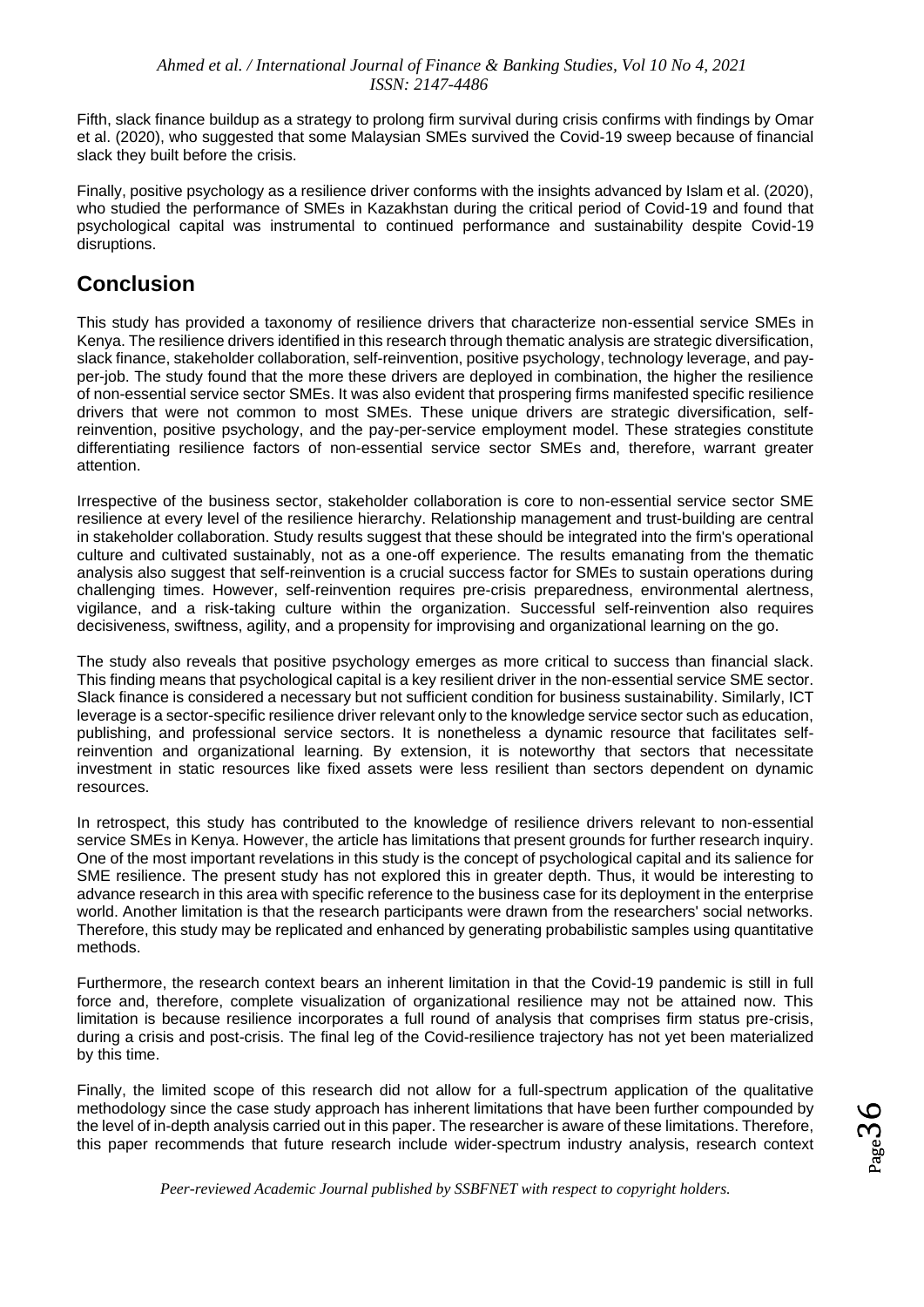Fifth, slack finance buildup as a strategy to prolong firm survival during crisis confirms with findings by Omar et al. (2020), who suggested that some Malaysian SMEs survived the Covid-19 sweep because of financial slack they built before the crisis.

Finally, positive psychology as a resilience driver conforms with the insights advanced by Islam et al. (2020), who studied the performance of SMEs in Kazakhstan during the critical period of Covid-19 and found that psychological capital was instrumental to continued performance and sustainability despite Covid-19 disruptions.

## Conclusion

This study has provided a taxonomy of resilience drivers that characterize non-essential service SMEs in Kenya. The resilience drivers identified in this research through thematic analysis are strategic diversification, slack finance, stakeholder collaboration, self-reinvention, positive psychology, technology leverage, and pay-per-job. The study found that the more these drivers are deployed in combination, the higher the resilience of non-essential service sector SMEs. It was also evident that prospering firms manifested specific resilience drivers that were not common to most SMEs. These unique drivers are strategic diversification, self-reinvention, positive psychology, and the pay-per-service employment model. These strategies constitute differentiating resilience factors of non-essential service sector SMEs and, therefore, warrant greater attention.

Irrespective of the business sector, stakeholder collaboration is core to non-essential service sector SME resilience at every level of the resilience hierarchy. Relationship management and trust-building are central in stakeholder collaboration. Study results suggest that these should be integrated into the firm's operational culture and cultivated sustainably, not as a one-off experience. The results emanating from the thematic analysis also suggest that self-reinvention is a crucial success factor for SMEs to sustain operations during challenging times. However, self-reinvention requires pre-crisis preparedness, environmental alertness, vigilance, and a risk-taking culture within the organization. Successful self-reinvention also requires decisiveness, swiftness, agility, and a propensity for improvising and organizational learning on the go.

The study also reveals that positive psychology emerges as more critical to success than financial slack. This finding means that psychological capital is a key resilient driver in the non-essential service SME sector. Slack finance is considered a necessary but not sufficient condition for business sustainability. Similarly, ICT leverage is a sector-specific resilience driver relevant only to the knowledge service sector such as education, publishing, and professional service sectors. It is nonetheless a dynamic resource that facilitates self-reinvention and organizational learning. By extension, it is noteworthy that sectors that necessitate investment in static resources like fixed assets were less resilient than sectors dependent on dynamic resources.

In retrospect, this study has contributed to the knowledge of resilience drivers relevant to non-essential service SMEs in Kenya. However, the article has limitations that present grounds for further research inquiry. One of the most important revelations in this study is the concept of psychological capital and its salience for SME resilience. The present study has not explored this in greater depth. Thus, it would be interesting to advance research in this area with specific reference to the business case for its deployment in the enterprise world. Another limitation is that the research participants were drawn from the researchers' social networks. Therefore, this study may be replicated and enhanced by generating probabilistic samples using quantitative methods.

Furthermore, the research context bears an inherent limitation in that the Covid-19 pandemic is still in full force and, therefore, complete visualization of organizational resilience may not be attained now. This limitation is because resilience incorporates a full round of analysis that comprises firm status pre-crisis, during a crisis and post-crisis. The final leg of the Covid-resilience trajectory has not yet been materialized by this time.

Finally, the limited scope of this research did not allow for a full-spectrum application of the qualitative methodology since the case study approach has inherent limitations that have been further compounded by the level of in-depth analysis carried out in this paper. The researcher is aware of these limitations. Therefore, this paper recommends that future research include wider-spectrum industry analysis, research context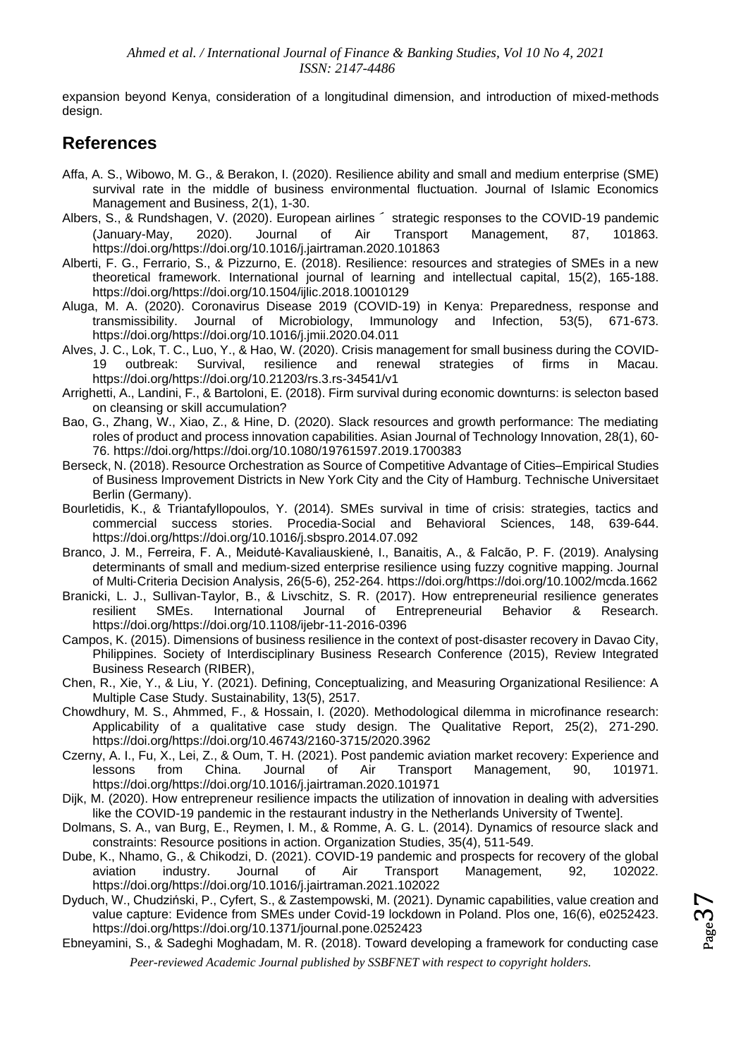expansion beyond Kenya, consideration of a longitudinal dimension, and introduction of mixed-methods design.

## References

Affa, A. S., Wibowo, M. G., & Berakon, I. (2020). Resilience ability and small and medium enterprise (SME) survival rate in the middle of business environmental fluctuation. Journal of Islamic Economics Management and Business, 2(1), 1-30.

Albers, S., & Rundshagen, V. (2020). European airlines ´ strategic responses to the COVID-19 pandemic (January-May, 2020). Journal of Air Transport Management, 87, 101863. https://doi.org/https://doi.org/10.1016/j.jairtraman.2020.101863

Alberti, F. G., Ferrario, S., & Pizzurno, E. (2018). Resilience: resources and strategies of SMEs in a new theoretical framework. International journal of learning and intellectual capital, 15(2), 165-188. https://doi.org/https://doi.org/10.1504/ijlic.2018.10010129

Aluga, M. A. (2020). Coronavirus Disease 2019 (COVID-19) in Kenya: Preparedness, response and transmissibility. Journal of Microbiology, Immunology and Infection, 53(5), 671-673. https://doi.org/https://doi.org/10.1016/j.jmii.2020.04.011

Alves, J. C., Lok, T. C., Luo, Y., & Hao, W. (2020). Crisis management for small business during the COVID-19 outbreak: Survival, resilience and renewal strategies of firms in Macau. https://doi.org/https://doi.org/10.21203/rs.3.rs-34541/v1

Arrighetti, A., Landini, F., & Bartoloni, E. (2018). Firm survival during economic downturns: is selecton based on cleansing or skill accumulation?

Bao, G., Zhang, W., Xiao, Z., & Hine, D. (2020). Slack resources and growth performance: The mediating roles of product and process innovation capabilities. Asian Journal of Technology Innovation, 28(1), 60-76. https://doi.org/https://doi.org/10.1080/19761597.2019.1700383

Berseck, N. (2018). Resource Orchestration as Source of Competitive Advantage of Cities–Empirical Studies of Business Improvement Districts in New York City and the City of Hamburg. Technische Universitaet Berlin (Germany).

Bourletidis, K., & Triantafyllopoulos, Y. (2014). SMEs survival in time of crisis: strategies, tactics and commercial success stories. Procedia-Social and Behavioral Sciences, 148, 639-644. https://doi.org/https://doi.org/10.1016/j.sbspro.2014.07.092

Branco, J. M., Ferreira, F. A., Meidutė‐Kavaliauskienė, I., Banaitis, A., & Falcão, P. F. (2019). Analysing determinants of small and medium‐sized enterprise resilience using fuzzy cognitive mapping. Journal of Multi‐Criteria Decision Analysis, 26(5-6), 252-264. https://doi.org/https://doi.org/10.1002/mcda.1662

Branicki, L. J., Sullivan-Taylor, B., & Livschitz, S. R. (2017). How entrepreneurial resilience generates resilient SMEs. International Journal of Entrepreneurial Behavior & Research. https://doi.org/https://doi.org/10.1108/ijebr-11-2016-0396

Campos, K. (2015). Dimensions of business resilience in the context of post-disaster recovery in Davao City, Philippines. Society of Interdisciplinary Business Research Conference (2015), Review Integrated Business Research (RIBER),

Chen, R., Xie, Y., & Liu, Y. (2021). Defining, Conceptualizing, and Measuring Organizational Resilience: A Multiple Case Study. Sustainability, 13(5), 2517.

Chowdhury, M. S., Ahmmed, F., & Hossain, I. (2020). Methodological dilemma in microfinance research: Applicability of a qualitative case study design. The Qualitative Report, 25(2), 271-290. https://doi.org/https://doi.org/10.46743/2160-3715/2020.3962

Czerny, A. I., Fu, X., Lei, Z., & Oum, T. H. (2021). Post pandemic aviation market recovery: Experience and lessons from China. Journal of Air Transport Management, 90, 101971. https://doi.org/https://doi.org/10.1016/j.jairtraman.2020.101971

Dijk, M. (2020). How entrepreneur resilience impacts the utilization of innovation in dealing with adversities like the COVID-19 pandemic in the restaurant industry in the Netherlands University of Twente].

Dolmans, S. A., van Burg, E., Reymen, I. M., & Romme, A. G. L. (2014). Dynamics of resource slack and constraints: Resource positions in action. Organization Studies, 35(4), 511-549.

Dube, K., Nhamo, G., & Chikodzi, D. (2021). COVID-19 pandemic and prospects for recovery of the global aviation industry. Journal of Air Transport Management, 92, 102022. https://doi.org/https://doi.org/10.1016/j.jairtraman.2021.102022

Dyduch, W., Chudziński, P., Cyfert, S., & Zastempowski, M. (2021). Dynamic capabilities, value creation and value capture: Evidence from SMEs under Covid-19 lockdown in Poland. Plos one, 16(6), e0252423. https://doi.org/https://doi.org/10.1371/journal.pone.0252423

Ebneyamini, S., & Sadeghi Moghadam, M. R. (2018). Toward developing a framework for conducting case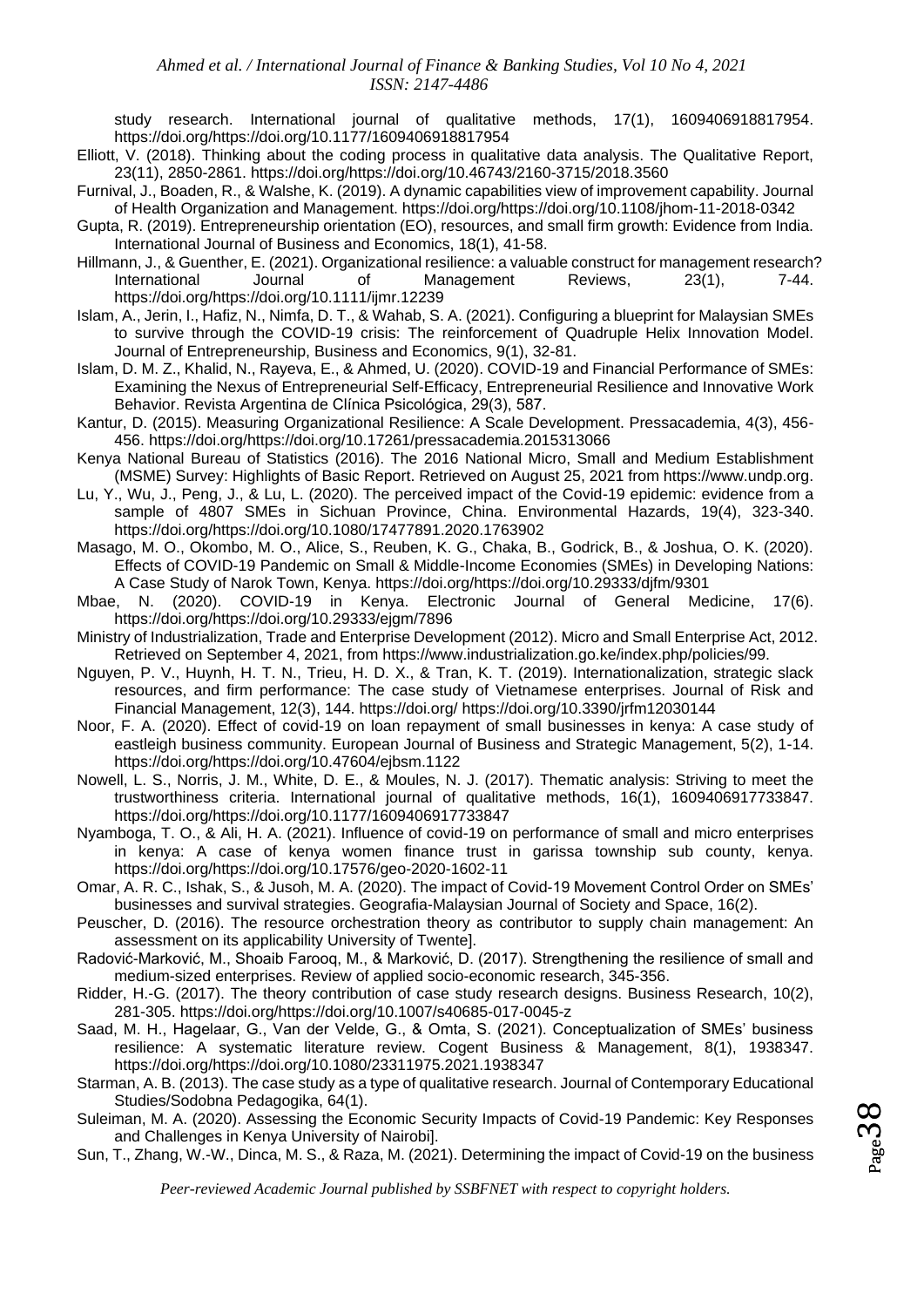study research. International journal of qualitative methods, 17(1), 1609406918817954. https://doi.org/https://doi.org/10.1177/1609406918817954

Elliott, V. (2018). Thinking about the coding process in qualitative data analysis. The Qualitative Report, 23(11), 2850-2861. https://doi.org/https://doi.org/10.46743/2160-3715/2018.3560

Furnival, J., Boaden, R., & Walshe, K. (2019). A dynamic capabilities view of improvement capability. Journal of Health Organization and Management. https://doi.org/https://doi.org/10.1108/jhom-11-2018-0342

Gupta, R. (2019). Entrepreneurship orientation (EO), resources, and small firm growth: Evidence from India. International Journal of Business and Economics, 18(1), 41-58.

Hillmann, J., & Guenther, E. (2021). Organizational resilience: a valuable construct for management research? International Journal of Management Reviews, 23(1), 7-44. https://doi.org/https://doi.org/10.1111/ijmr.12239

Islam, A., Jerin, I., Hafiz, N., Nimfa, D. T., & Wahab, S. A. (2021). Configuring a blueprint for Malaysian SMEs to survive through the COVID-19 crisis: The reinforcement of Quadruple Helix Innovation Model. Journal of Entrepreneurship, Business and Economics, 9(1), 32-81.

Islam, D. M. Z., Khalid, N., Rayeva, E., & Ahmed, U. (2020). COVID-19 and Financial Performance of SMEs: Examining the Nexus of Entrepreneurial Self-Efficacy, Entrepreneurial Resilience and Innovative Work Behavior. Revista Argentina de Clínica Psicológica, 29(3), 587.

Kantur, D. (2015). Measuring Organizational Resilience: A Scale Development. Pressacademia, 4(3), 456-456. https://doi.org/https://doi.org/10.17261/pressacademia.2015313066

Kenya National Bureau of Statistics (2016). The 2016 National Micro, Small and Medium Establishment (MSME) Survey: Highlights of Basic Report. Retrieved on August 25, 2021 from https://www.undp.org.

Lu, Y., Wu, J., Peng, J., & Lu, L. (2020). The perceived impact of the Covid-19 epidemic: evidence from a sample of 4807 SMEs in Sichuan Province, China. Environmental Hazards, 19(4), 323-340. https://doi.org/https://doi.org/10.1080/17477891.2020.1763902

Masago, M. O., Okombo, M. O., Alice, S., Reuben, K. G., Chaka, B., Godrick, B., & Joshua, O. K. (2020). Effects of COVID-19 Pandemic on Small & Middle-Income Economies (SMEs) in Developing Nations: A Case Study of Narok Town, Kenya. https://doi.org/https://doi.org/10.29333/djfm/9301

Mbae, N. (2020). COVID-19 in Kenya. Electronic Journal of General Medicine, 17(6). https://doi.org/https://doi.org/10.29333/ejgm/7896

Ministry of Industrialization, Trade and Enterprise Development (2012). Micro and Small Enterprise Act, 2012. Retrieved on September 4, 2021, from https://www.industrialization.go.ke/index.php/policies/99.

Nguyen, P. V., Huynh, H. T. N., Trieu, H. D. X., & Tran, K. T. (2019). Internationalization, strategic slack resources, and firm performance: The case study of Vietnamese enterprises. Journal of Risk and Financial Management, 12(3), 144. https://doi.org/ https://doi.org/10.3390/jrfm12030144

Noor, F. A. (2020). Effect of covid-19 on loan repayment of small businesses in kenya: A case study of eastleigh business community. European Journal of Business and Strategic Management, 5(2), 1-14. https://doi.org/https://doi.org/10.47604/ejbsm.1122

Nowell, L. S., Norris, J. M., White, D. E., & Moules, N. J. (2017). Thematic analysis: Striving to meet the trustworthiness criteria. International journal of qualitative methods, 16(1), 1609406917733847. https://doi.org/https://doi.org/10.1177/1609406917733847

Nyamboga, T. O., & Ali, H. A. (2021). Influence of covid-19 on performance of small and micro enterprises in kenya: A case of kenya women finance trust in garissa township sub county, kenya. https://doi.org/https://doi.org/10.17576/geo-2020-1602-11

Omar, A. R. C., Ishak, S., & Jusoh, M. A. (2020). The impact of Covid-19 Movement Control Order on SMEs' businesses and survival strategies. Geografia-Malaysian Journal of Society and Space, 16(2).

Peuscher, D. (2016). The resource orchestration theory as contributor to supply chain management: An assessment on its applicability University of Twente].

Radović-Marković, M., Shoaib Farooq, M., & Marković, D. (2017). Strengthening the resilience of small and medium-sized enterprises. Review of applied socio-economic research, 345-356.

Ridder, H.-G. (2017). The theory contribution of case study research designs. Business Research, 10(2), 281-305. https://doi.org/https://doi.org/10.1007/s40685-017-0045-z

Saad, M. H., Hagelaar, G., Van der Velde, G., & Omta, S. (2021). Conceptualization of SMEs' business resilience: A systematic literature review. Cogent Business & Management, 8(1), 1938347. https://doi.org/https://doi.org/10.1080/23311975.2021.1938347

Starman, A. B. (2013). The case study as a type of qualitative research. Journal of Contemporary Educational Studies/Sodobna Pedagogika, 64(1).

Suleiman, M. A. (2020). Assessing the Economic Security Impacts of Covid-19 Pandemic: Key Responses and Challenges in Kenya University of Nairobi].

Sun, T., Zhang, W.-W., Dinca, M. S., & Raza, M. (2021). Determining the impact of Covid-19 on the business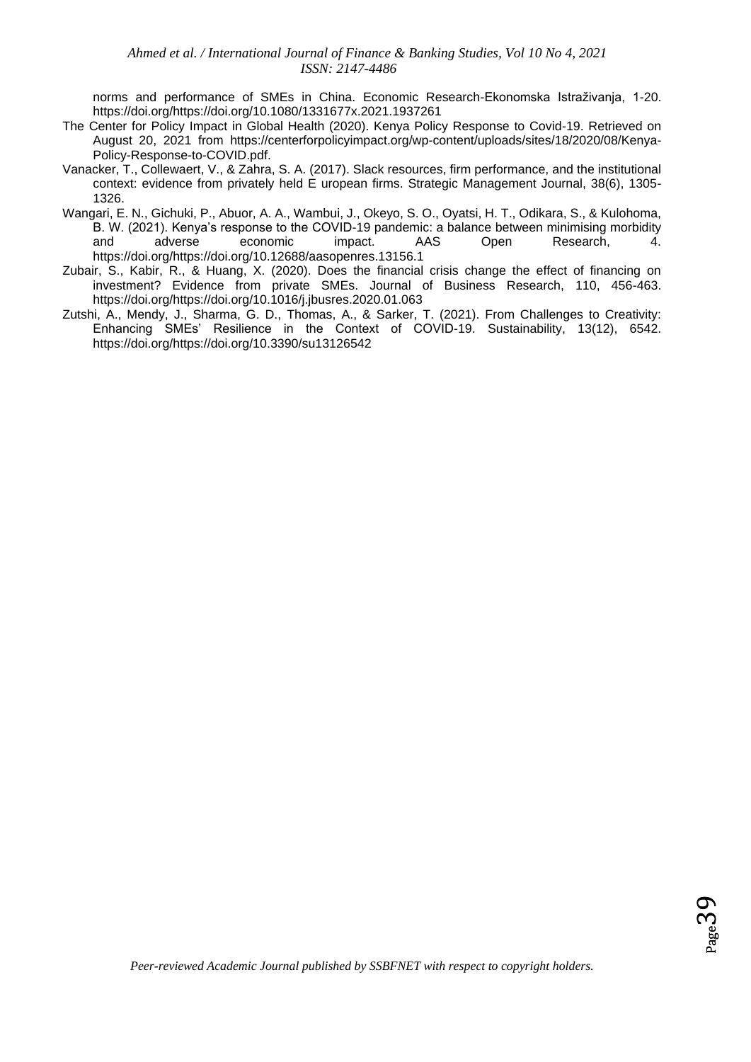norms and performance of SMEs in China. Economic Research-Ekonomska Istraživanja, 1-20. https://doi.org/https://doi.org/10.1080/1331677x.2021.1937261

The Center for Policy Impact in Global Health (2020). Kenya Policy Response to Covid-19. Retrieved on August 20, 2021 from https://centerforpolicyimpact.org/wp-content/uploads/sites/18/2020/08/Kenya-Policy-Response-to-COVID.pdf.

Vanacker, T., Collewaert, V., & Zahra, S. A. (2017). Slack resources, firm performance, and the institutional context: evidence from privately held E uropean firms. Strategic Management Journal, 38(6), 1305-1326.

Wangari, E. N., Gichuki, P., Abuor, A. A., Wambui, J., Okeyo, S. O., Oyatsi, H. T., Odikara, S., & Kulohoma, B. W. (2021). Kenya's response to the COVID-19 pandemic: a balance between minimising morbidity and adverse economic impact. AAS Open Research, 4. https://doi.org/https://doi.org/10.12688/aasopenres.13156.1

Zubair, S., Kabir, R., & Huang, X. (2020). Does the financial crisis change the effect of financing on investment? Evidence from private SMEs. Journal of Business Research, 110, 456-463. https://doi.org/https://doi.org/10.1016/j.jbusres.2020.01.063

Zutshi, A., Mendy, J., Sharma, G. D., Thomas, A., & Sarker, T. (2021). From Challenges to Creativity: Enhancing SMEs' Resilience in the Context of COVID-19. Sustainability, 13(12), 6542. https://doi.org/https://doi.org/10.3390/su13126542